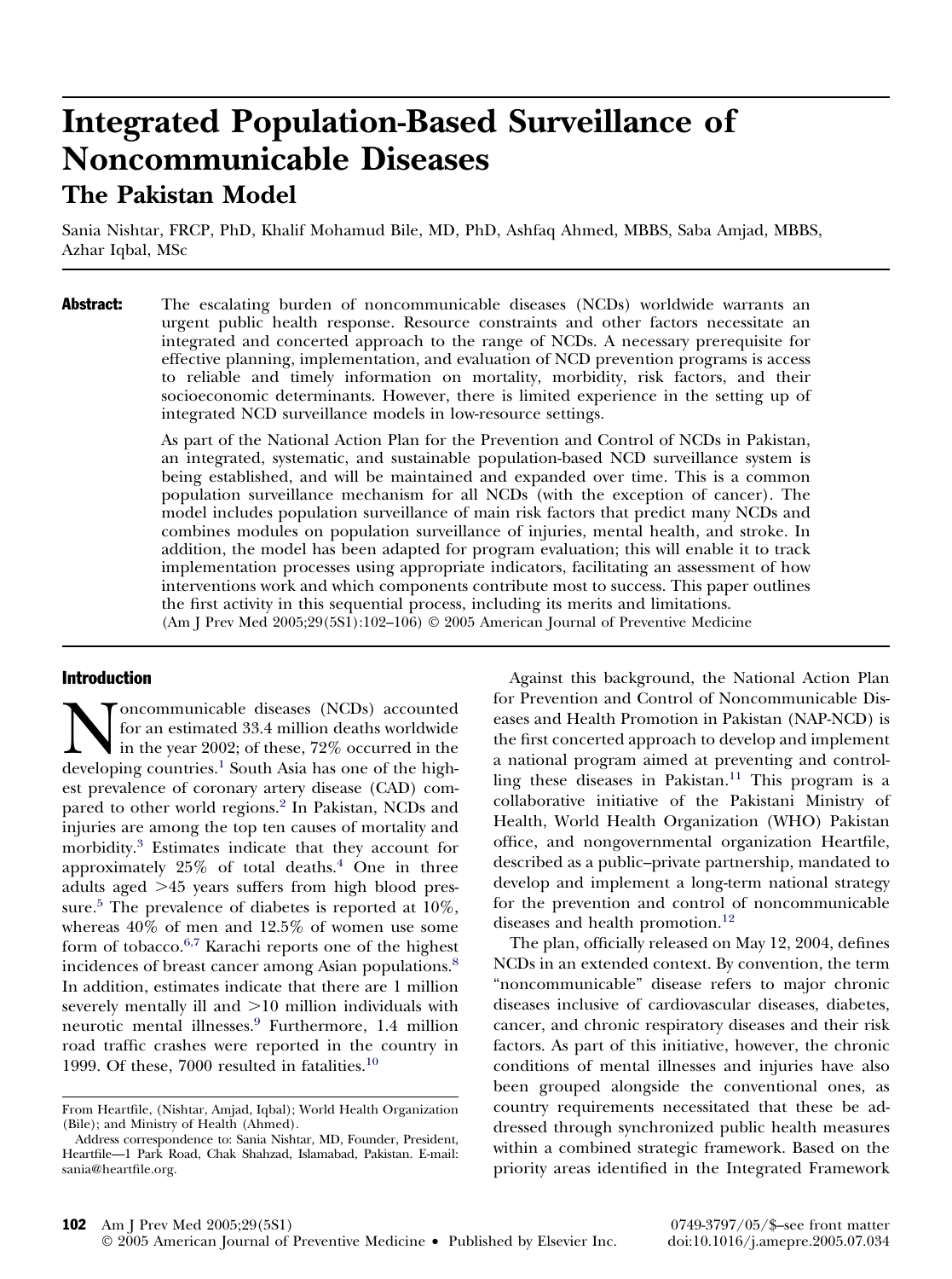# Integrated Population-Based Surveillance of Noncommunicable Diseases

## The Pakistan Model

Sania Nishtar, FRCP, PhD, Khalif Mohamud Bile, MD, PhD, Ashfaq Ahmed, MBBS, Saba Amjad, MBBS, Azhar Iqbal, MSc

**Abstract:** The escalating burden of noncommunicable diseases (NCDs) worldwide warrants an urgent public health response. Resource constraints and other factors necessitate an integrated and concerted approach to the range of NCDs. A necessary prerequisite for effective planning, implementation, and evaluation of NCD prevention programs is access to reliable and timely information on mortality, morbidity, risk factors, and their socioeconomic determinants. However, there is limited experience in the setting up of integrated NCD surveillance models in low-resource settings.

As part of the National Action Plan for the Prevention and Control of NCDs in Pakistan, an integrated, systematic, and sustainable population-based NCD surveillance system is being established, and will be maintained and expanded over time. This is a common population surveillance mechanism for all NCDs (with the exception of cancer). The model includes population surveillance of main risk factors that predict many NCDs and combines modules on population surveillance of injuries, mental health, and stroke. In addition, the model has been adapted for program evaluation; this will enable it to track implementation processes using appropriate indicators, facilitating an assessment of how interventions work and which components contribute most to success. This paper outlines the first activity in this sequential process, including its merits and limitations.

(Am J Prev Med 2005;29(5S1):102–106) © 2005 American Journal of Preventive Medicine

## Introduction

Noncommunicable diseases (NCDs) accounted for an estimated 33.4 million deaths worldwide in the year 2002; of these, 72% occurred in the developing countries.[1] South Asia has one of the highest prevalence of coronary artery disease (CAD) compared to other world regions.[2] In Pakistan, NCDs and injuries are among the top ten causes of mortality and morbidity.[3] Estimates indicate that they account for approximately 25% of total deaths.[4] One in three adults aged >45 years suffers from high blood pressure.[5] The prevalence of diabetes is reported at 10%, whereas 40% of men and 12.5% of women use some form of tobacco.[6,7] Karachi reports one of the highest incidences of breast cancer among Asian populations.[8] In addition, estimates indicate that there are 1 million severely mentally ill and >10 million individuals with neurotic mental illnesses.[9] Furthermore, 1.4 million road traffic crashes were reported in the country in 1999. Of these, 7000 resulted in fatalities.[10]

Against this background, the National Action Plan for Prevention and Control of Noncommunicable Diseases and Health Promotion in Pakistan (NAP-NCD) is the first concerted approach to develop and implement a national program aimed at preventing and controlling these diseases in Pakistan.[11] This program is a collaborative initiative of the Pakistani Ministry of Health, World Health Organization (WHO) Pakistan office, and nongovernmental organization Heartfile, described as a public–private partnership, mandated to develop and implement a long-term national strategy for the prevention and control of noncommunicable diseases and health promotion.[12]

The plan, officially released on May 12, 2004, defines NCDs in an extended context. By convention, the term "noncommunicable" disease refers to major chronic diseases inclusive of cardiovascular diseases, diabetes, cancer, and chronic respiratory diseases and their risk factors. As part of this initiative, however, the chronic conditions of mental illnesses and injuries have also been grouped alongside the conventional ones, as country requirements necessitated that these be addressed through synchronized public health measures within a combined strategic framework. Based on the priority areas identified in the Integrated Framework

From Heartfile, (Nishtar, Amjad, Iqbal); World Health Organization (Bile); and Ministry of Health (Ahmed).

Address correspondence to: Sania Nishtar, MD, Founder, President, Heartfile—1 Park Road, Chak Shahzad, Islamabad, Pakistan. E-mail: sania@heartfile.org.

0749-3797/05/$–see front matter
doi:10.1016/j.amepre.2005.07.034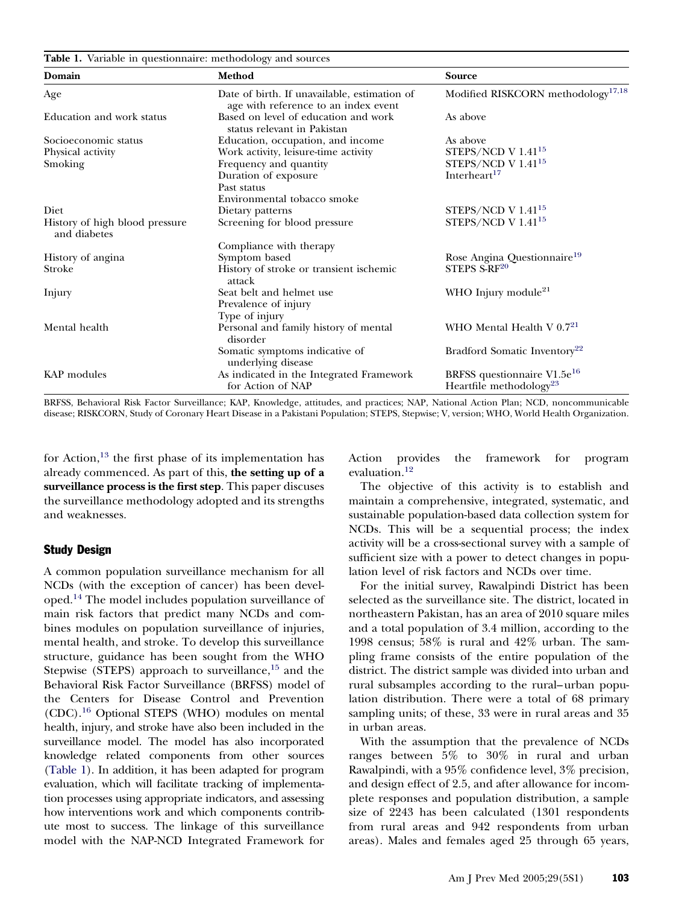**Table 1.** Variable in questionnaire: methodology and sources

| Domain | Method | Source |
|---|---|---|
| Age | Date of birth. If unavailable, estimation of age with reference to an index event | Modified RISKCORN methodology[17,18] |
| Education and work status | Based on level of education and work status relevant in Pakistan | As above |
| Socioeconomic status | Education, occupation, and income | As above |
| Physical activity | Work activity, leisure-time activity | STEPS/NCD V 1.41[15] |
| Smoking | Frequency and quantity | STEPS/NCD V 1.41[15] |
| | Duration of exposure | Interheart[17] |
| | Past status | |
| | Environmental tobacco smoke | |
| Diet | Dietary patterns | STEPS/NCD V 1.41[15] |
| History of high blood pressure and diabetes | Screening for blood pressure | STEPS/NCD V 1.41[15] |
| | Compliance with therapy | |
| History of angina | Symptom based | Rose Angina Questionnaire[19] |
| Stroke | History of stroke or transient ischemic attack | STEPS S-RF[20] |
| Injury | Seat belt and helmet use | WHO Injury module[21] |
| | Prevalence of injury | |
| | Type of injury | |
| Mental health | Personal and family history of mental disorder | WHO Mental Health V 0.7[21] |
| | Somatic symptoms indicative of underlying disease | Bradford Somatic Inventory[22] |
| KAP modules | As indicated in the Integrated Framework for Action of NAP | BRFSS questionnaire V1.5e[16] Heartfile methodology[23] |

BRFSS, Behavioral Risk Factor Surveillance; KAP, Knowledge, attitudes, and practices; NAP, National Action Plan; NCD, noncommunicable disease; RISKCORN, Study of Coronary Heart Disease in a Pakistani Population; STEPS, Stepwise; V, version; WHO, World Health Organization.

for Action,[13] the first phase of its implementation has already commenced. As part of this, **the setting up of a surveillance process is the first step**. This paper discuses the surveillance methodology adopted and its strengths and weaknesses.

## Study Design

A common population surveillance mechanism for all NCDs (with the exception of cancer) has been developed.[14] The model includes population surveillance of main risk factors that predict many NCDs and combines modules on population surveillance of injuries, mental health, and stroke. To develop this surveillance structure, guidance has been sought from the WHO Stepwise (STEPS) approach to surveillance,[15] and the Behavioral Risk Factor Surveillance (BRFSS) model of the Centers for Disease Control and Prevention (CDC).[16] Optional STEPS (WHO) modules on mental health, injury, and stroke have also been included in the surveillance model. The model has also incorporated knowledge related components from other sources (Table 1). In addition, it has been adapted for program evaluation, which will facilitate tracking of implementation processes using appropriate indicators, and assessing how interventions work and which components contribute most to success. The linkage of this surveillance model with the NAP-NCD Integrated Framework for Action provides the framework for program evaluation.[12]

The objective of this activity is to establish and maintain a comprehensive, integrated, systematic, and sustainable population-based data collection system for NCDs. This will be a sequential process; the index activity will be a cross-sectional survey with a sample of sufficient size with a power to detect changes in population level of risk factors and NCDs over time.

For the initial survey, Rawalpindi District has been selected as the surveillance site. The district, located in northeastern Pakistan, has an area of 2010 square miles and a total population of 3.4 million, according to the 1998 census; 58% is rural and 42% urban. The sampling frame consists of the entire population of the district. The district sample was divided into urban and rural subsamples according to the rural–urban population distribution. There were a total of 68 primary sampling units; of these, 33 were in rural areas and 35 in urban areas.

With the assumption that the prevalence of NCDs ranges between 5% to 30% in rural and urban Rawalpindi, with a 95% confidence level, 3% precision, and design effect of 2.5, and after allowance for incomplete responses and population distribution, a sample size of 2243 has been calculated (1301 respondents from rural areas and 942 respondents from urban areas). Males and females aged 25 through 65 years,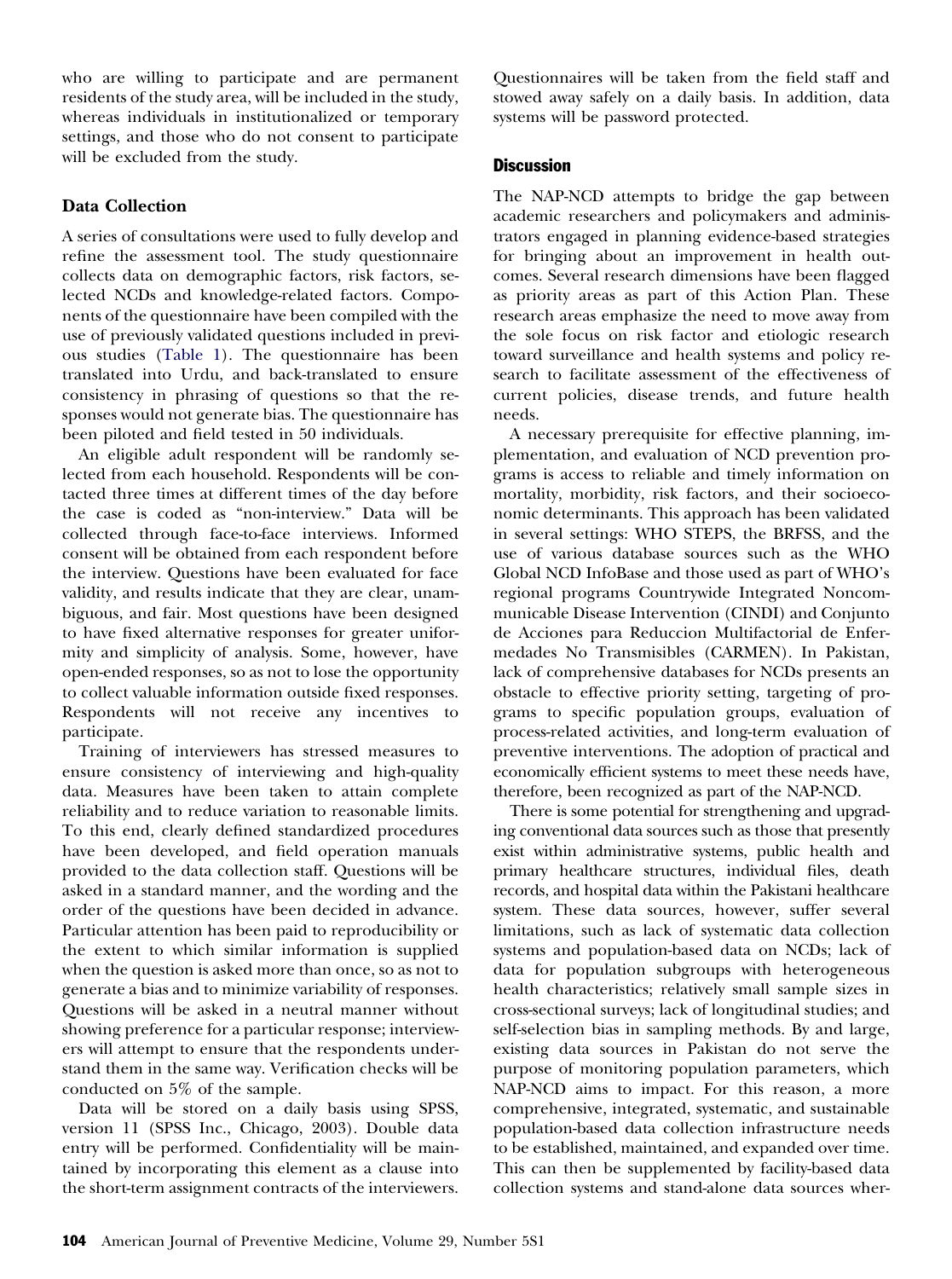who are willing to participate and are permanent residents of the study area, will be included in the study, whereas individuals in institutionalized or temporary settings, and those who do not consent to participate will be excluded from the study.

### Data Collection

A series of consultations were used to fully develop and refine the assessment tool. The study questionnaire collects data on demographic factors, risk factors, selected NCDs and knowledge-related factors. Components of the questionnaire have been compiled with the use of previously validated questions included in previous studies (Table 1). The questionnaire has been translated into Urdu, and back-translated to ensure consistency in phrasing of questions so that the responses would not generate bias. The questionnaire has been piloted and field tested in 50 individuals.

An eligible adult respondent will be randomly selected from each household. Respondents will be contacted three times at different times of the day before the case is coded as "non-interview." Data will be collected through face-to-face interviews. Informed consent will be obtained from each respondent before the interview. Questions have been evaluated for face validity, and results indicate that they are clear, unambiguous, and fair. Most questions have been designed to have fixed alternative responses for greater uniformity and simplicity of analysis. Some, however, have open-ended responses, so as not to lose the opportunity to collect valuable information outside fixed responses. Respondents will not receive any incentives to participate.

Training of interviewers has stressed measures to ensure consistency of interviewing and high-quality data. Measures have been taken to attain complete reliability and to reduce variation to reasonable limits. To this end, clearly defined standardized procedures have been developed, and field operation manuals provided to the data collection staff. Questions will be asked in a standard manner, and the wording and the order of the questions have been decided in advance. Particular attention has been paid to reproducibility or the extent to which similar information is supplied when the question is asked more than once, so as not to generate a bias and to minimize variability of responses. Questions will be asked in a neutral manner without showing preference for a particular response; interviewers will attempt to ensure that the respondents understand them in the same way. Verification checks will be conducted on 5% of the sample.

Data will be stored on a daily basis using SPSS, version 11 (SPSS Inc., Chicago, 2003). Double data entry will be performed. Confidentiality will be maintained by incorporating this element as a clause into the short-term assignment contracts of the interviewers. Questionnaires will be taken from the field staff and stowed away safely on a daily basis. In addition, data systems will be password protected.

## Discussion

The NAP-NCD attempts to bridge the gap between academic researchers and policymakers and administrators engaged in planning evidence-based strategies for bringing about an improvement in health outcomes. Several research dimensions have been flagged as priority areas as part of this Action Plan. These research areas emphasize the need to move away from the sole focus on risk factor and etiologic research toward surveillance and health systems and policy research to facilitate assessment of the effectiveness of current policies, disease trends, and future health needs.

A necessary prerequisite for effective planning, implementation, and evaluation of NCD prevention programs is access to reliable and timely information on mortality, morbidity, risk factors, and their socioeconomic determinants. This approach has been validated in several settings: WHO STEPS, the BRFSS, and the use of various database sources such as the WHO Global NCD InfoBase and those used as part of WHO's regional programs Countrywide Integrated Noncommunicable Disease Intervention (CINDI) and Conjunto de Acciones para Reduccion Multifactorial de Enfermedades No Transmisibles (CARMEN). In Pakistan, lack of comprehensive databases for NCDs presents an obstacle to effective priority setting, targeting of programs to specific population groups, evaluation of process-related activities, and long-term evaluation of preventive interventions. The adoption of practical and economically efficient systems to meet these needs have, therefore, been recognized as part of the NAP-NCD.

There is some potential for strengthening and upgrading conventional data sources such as those that presently exist within administrative systems, public health and primary healthcare structures, individual files, death records, and hospital data within the Pakistani healthcare system. These data sources, however, suffer several limitations, such as lack of systematic data collection systems and population-based data on NCDs; lack of data for population subgroups with heterogeneous health characteristics; relatively small sample sizes in cross-sectional surveys; lack of longitudinal studies; and self-selection bias in sampling methods. By and large, existing data sources in Pakistan do not serve the purpose of monitoring population parameters, which NAP-NCD aims to impact. For this reason, a more comprehensive, integrated, systematic, and sustainable population-based data collection infrastructure needs to be established, maintained, and expanded over time. This can then be supplemented by facility-based data collection systems and stand-alone data sources wher-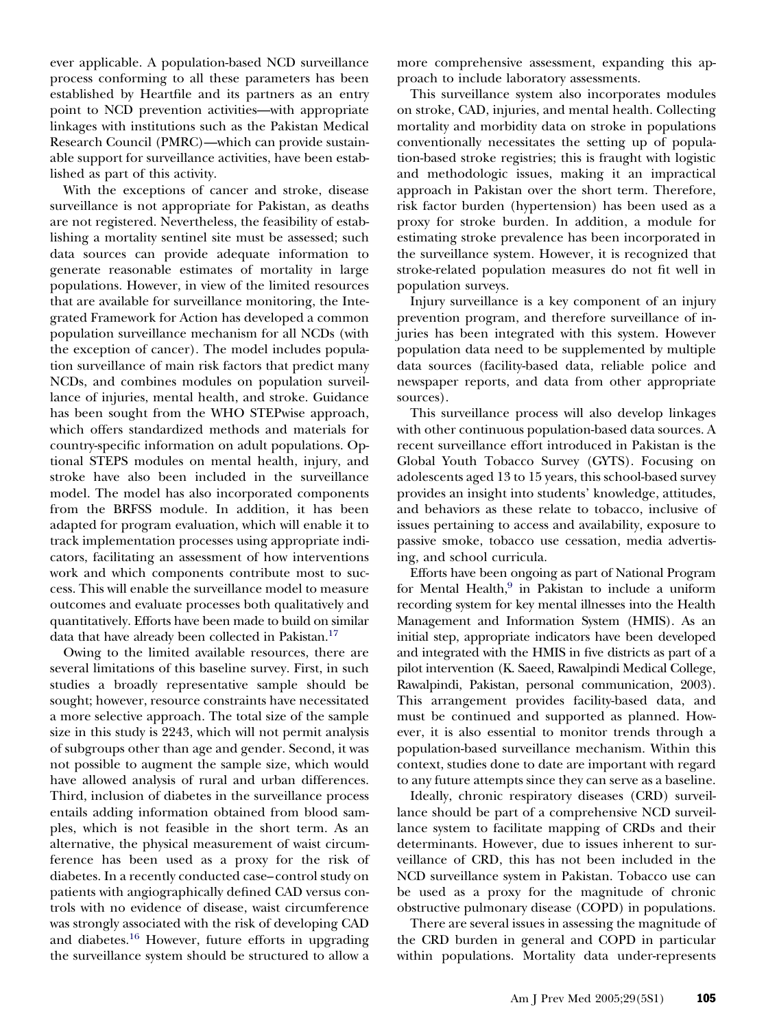ever applicable. A population-based NCD surveillance process conforming to all these parameters has been established by Heartfile and its partners as an entry point to NCD prevention activities—with appropriate linkages with institutions such as the Pakistan Medical Research Council (PMRC)—which can provide sustainable support for surveillance activities, have been established as part of this activity.

With the exceptions of cancer and stroke, disease surveillance is not appropriate for Pakistan, as deaths are not registered. Nevertheless, the feasibility of establishing a mortality sentinel site must be assessed; such data sources can provide adequate information to generate reasonable estimates of mortality in large populations. However, in view of the limited resources that are available for surveillance monitoring, the Integrated Framework for Action has developed a common population surveillance mechanism for all NCDs (with the exception of cancer). The model includes population surveillance of main risk factors that predict many NCDs, and combines modules on population surveillance of injuries, mental health, and stroke. Guidance has been sought from the WHO STEPwise approach, which offers standardized methods and materials for country-specific information on adult populations. Optional STEPS modules on mental health, injury, and stroke have also been included in the surveillance model. The model has also incorporated components from the BRFSS module. In addition, it has been adapted for program evaluation, which will enable it to track implementation processes using appropriate indicators, facilitating an assessment of how interventions work and which components contribute most to success. This will enable the surveillance model to measure outcomes and evaluate processes both qualitatively and quantitatively. Efforts have been made to build on similar data that have already been collected in Pakistan.[17]

Owing to the limited available resources, there are several limitations of this baseline survey. First, in such studies a broadly representative sample should be sought; however, resource constraints have necessitated a more selective approach. The total size of the sample size in this study is 2243, which will not permit analysis of subgroups other than age and gender. Second, it was not possible to augment the sample size, which would have allowed analysis of rural and urban differences. Third, inclusion of diabetes in the surveillance process entails adding information obtained from blood samples, which is not feasible in the short term. As an alternative, the physical measurement of waist circumference has been used as a proxy for the risk of diabetes. In a recently conducted case–control study on patients with angiographically defined CAD versus controls with no evidence of disease, waist circumference was strongly associated with the risk of developing CAD and diabetes.[16] However, future efforts in upgrading the surveillance system should be structured to allow a more comprehensive assessment, expanding this approach to include laboratory assessments.

This surveillance system also incorporates modules on stroke, CAD, injuries, and mental health. Collecting mortality and morbidity data on stroke in populations conventionally necessitates the setting up of population-based stroke registries; this is fraught with logistic and methodologic issues, making it an impractical approach in Pakistan over the short term. Therefore, risk factor burden (hypertension) has been used as a proxy for stroke burden. In addition, a module for estimating stroke prevalence has been incorporated in the surveillance system. However, it is recognized that stroke-related population measures do not fit well in population surveys.

Injury surveillance is a key component of an injury prevention program, and therefore surveillance of injuries has been integrated with this system. However population data need to be supplemented by multiple data sources (facility-based data, reliable police and newspaper reports, and data from other appropriate sources).

This surveillance process will also develop linkages with other continuous population-based data sources. A recent surveillance effort introduced in Pakistan is the Global Youth Tobacco Survey (GYTS). Focusing on adolescents aged 13 to 15 years, this school-based survey provides an insight into students' knowledge, attitudes, and behaviors as these relate to tobacco, inclusive of issues pertaining to access and availability, exposure to passive smoke, tobacco use cessation, media advertising, and school curricula.

Efforts have been ongoing as part of National Program for Mental Health,[9] in Pakistan to include a uniform recording system for key mental illnesses into the Health Management and Information System (HMIS). As an initial step, appropriate indicators have been developed and integrated with the HMIS in five districts as part of a pilot intervention (K. Saeed, Rawalpindi Medical College, Rawalpindi, Pakistan, personal communication, 2003). This arrangement provides facility-based data, and must be continued and supported as planned. However, it is also essential to monitor trends through a population-based surveillance mechanism. Within this context, studies done to date are important with regard to any future attempts since they can serve as a baseline.

Ideally, chronic respiratory diseases (CRD) surveillance should be part of a comprehensive NCD surveillance system to facilitate mapping of CRDs and their determinants. However, due to issues inherent to surveillance of CRD, this has not been included in the NCD surveillance system in Pakistan. Tobacco use can be used as a proxy for the magnitude of chronic obstructive pulmonary disease (COPD) in populations.

There are several issues in assessing the magnitude of the CRD burden in general and COPD in particular within populations. Mortality data under-represents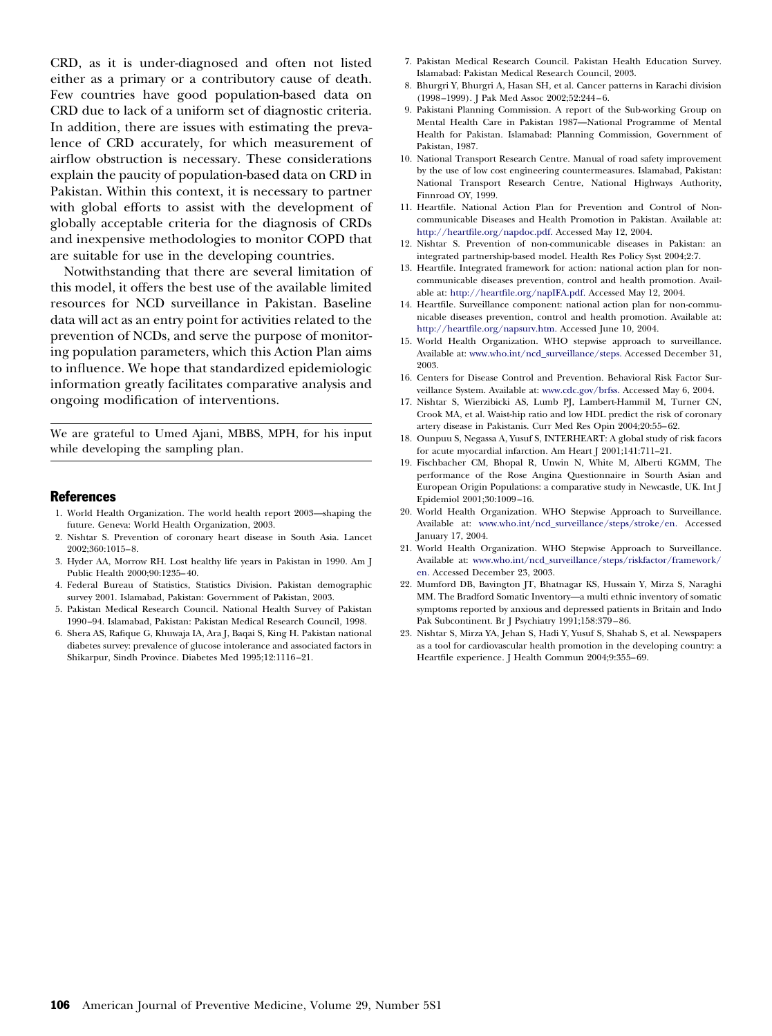CRD, as it is under-diagnosed and often not listed either as a primary or a contributory cause of death. Few countries have good population-based data on CRD due to lack of a uniform set of diagnostic criteria. In addition, there are issues with estimating the prevalence of CRD accurately, for which measurement of airflow obstruction is necessary. These considerations explain the paucity of population-based data on CRD in Pakistan. Within this context, it is necessary to partner with global efforts to assist with the development of globally acceptable criteria for the diagnosis of CRDs and inexpensive methodologies to monitor COPD that are suitable for use in the developing countries.

Notwithstanding that there are several limitation of this model, it offers the best use of the available limited resources for NCD surveillance in Pakistan. Baseline data will act as an entry point for activities related to the prevention of NCDs, and serve the purpose of monitoring population parameters, which this Action Plan aims to influence. We hope that standardized epidemiologic information greatly facilitates comparative analysis and ongoing modification of interventions.

We are grateful to Umed Ajani, MBBS, MPH, for his input while developing the sampling plan.

## References

1. World Health Organization. The world health report 2003—shaping the future. Geneva: World Health Organization, 2003.
2. Nishtar S. Prevention of coronary heart disease in South Asia. Lancet 2002;360:1015–8.
3. Hyder AA, Morrow RH. Lost healthy life years in Pakistan in 1990. Am J Public Health 2000;90:1235–40.
4. Federal Bureau of Statistics, Statistics Division. Pakistan demographic survey 2001. Islamabad, Pakistan: Government of Pakistan, 2003.
5. Pakistan Medical Research Council. National Health Survey of Pakistan 1990–94. Islamabad, Pakistan: Pakistan Medical Research Council, 1998.
6. Shera AS, Rafique G, Khuwaja IA, Ara J, Baqai S, King H. Pakistan national diabetes survey: prevalence of glucose intolerance and associated factors in Shikarpur, Sindh Province. Diabetes Med 1995;12:1116–21.
7. Pakistan Medical Research Council. Pakistan Health Education Survey. Islamabad: Pakistan Medical Research Council, 2003.
8. Bhurgri Y, Bhurgri A, Hasan SH, et al. Cancer patterns in Karachi division (1998–1999). J Pak Med Assoc 2002;52:244–6.
9. Pakistani Planning Commission. A report of the Sub-working Group on Mental Health Care in Pakistan 1987—National Programme of Mental Health for Pakistan. Islamabad: Planning Commission, Government of Pakistan, 1987.
10. National Transport Research Centre. Manual of road safety improvement by the use of low cost engineering countermeasures. Islamabad, Pakistan: National Transport Research Centre, National Highways Authority, Finnroad OY, 1999.
11. Heartfile. National Action Plan for Prevention and Control of Non-communicable Diseases and Health Promotion in Pakistan. Available at: http://heartfile.org/napdoc.pdf. Accessed May 12, 2004.
12. Nishtar S. Prevention of non-communicable diseases in Pakistan: an integrated partnership-based model. Health Res Policy Syst 2004;2:7.
13. Heartfile. Integrated framework for action: national action plan for non-communicable diseases prevention, control and health promotion. Available at: http://heartfile.org/napIFA.pdf. Accessed May 12, 2004.
14. Heartfile. Surveillance component: national action plan for non-communicable diseases prevention, control and health promotion. Available at: http://heartfile.org/napsurv.htm. Accessed June 10, 2004.
15. World Health Organization. WHO stepwise approach to surveillance. Available at: www.who.int/ncd_surveillance/steps. Accessed December 31, 2003.
16. Centers for Disease Control and Prevention. Behavioral Risk Factor Surveillance System. Available at: www.cdc.gov/brfss. Accessed May 6, 2004.
17. Nishtar S, Wierzibicki AS, Lumb PJ, Lambert-Hammil M, Turner CN, Crook MA, et al. Waist-hip ratio and low HDL predict the risk of coronary artery disease in Pakistanis. Curr Med Res Opin 2004;20:55–62.
18. Ounpuu S, Negassa A, Yusuf S, INTERHEART: A global study of risk facors for acute myocardial infarction. Am Heart J 2001;141:711–21.
19. Fischbacher CM, Bhopal R, Unwin N, White M, Alberti KGMM, The performance of the Rose Angina Questionnaire in South Asian and European Origin Populations: a comparative study in Newcastle, UK. Int J Epidemiol 2001;30:1009–16.
20. World Health Organization. WHO Stepwise Approach to Surveillance. Available at: www.who.int/ncd_surveillance/steps/stroke/en. Accessed January 17, 2004.
21. World Health Organization. WHO Stepwise Approach to Surveillance. Available at: www.who.int/ncd_surveillance/steps/riskfactor/framework/en. Accessed December 23, 2003.
22. Mumford DB, Bavington JT, Bhatnagar KS, Hussain Y, Mirza S, Naraghi MM. The Bradford Somatic Inventory—a multi ethnic inventory of somatic symptoms reported by anxious and depressed patients in Britain and Indo Pak Subcontinent. Br J Psychiatry 1991;158:379–86.
23. Nishtar S, Mirza YA, Jehan S, Hadi Y, Yusuf S, Shahab S, et al. Newspapers as a tool for cardiovascular health promotion in the developing country: a Heartfile experience. J Health Commun 2004;9:355–69.